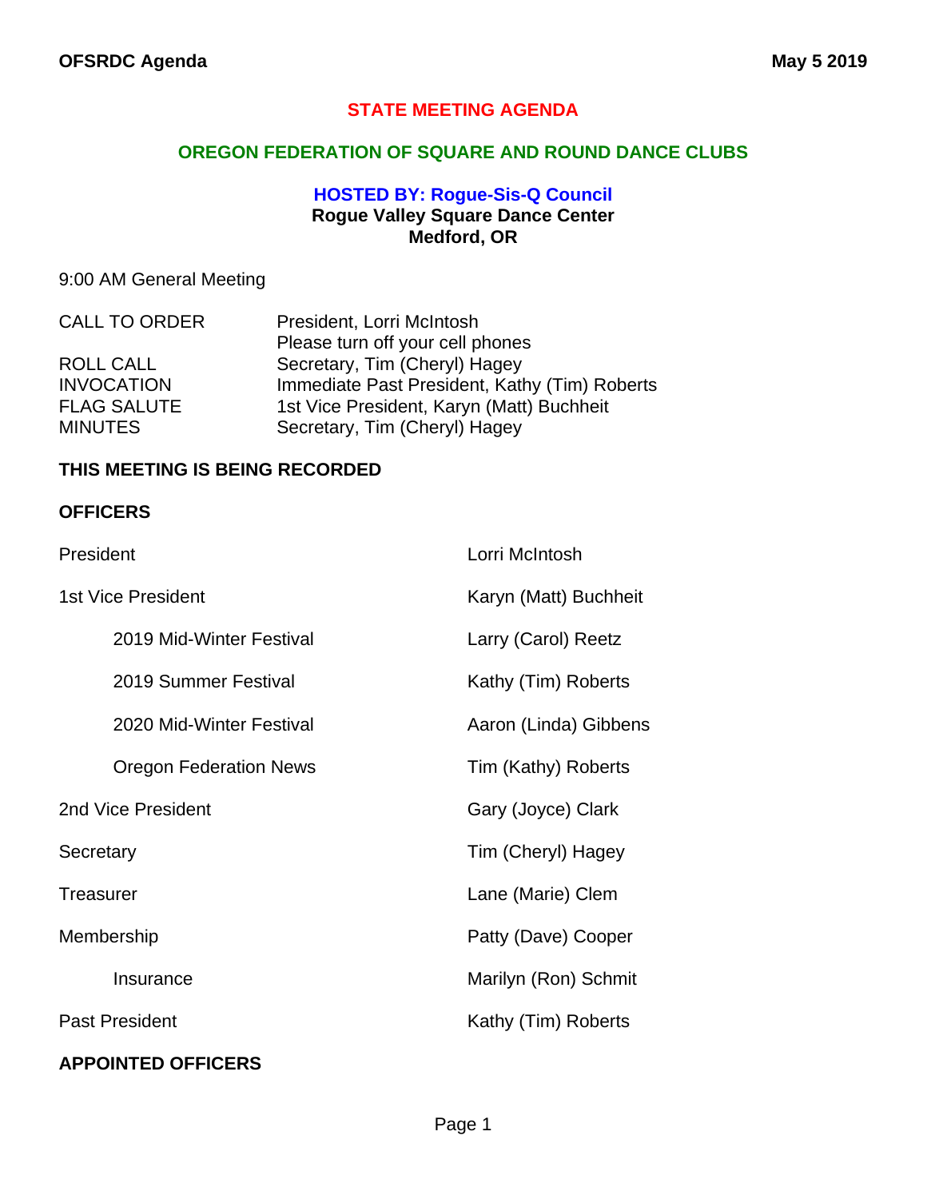# STATE MEETING AGENDA

## OREGON FEDERATION OF SQUARE AND ROUND DANCE CLUBS

### HOSTED BY: Rogue-Sis-Q Council

**Rogue Valley Square Dance Center**
**Medford, OR**

9:00 AM General Meeting

| | |
|---|---|
| CALL TO ORDER | President, Lorri McIntosh<br>Please turn off your cell phones |
| ROLL CALL | Secretary, Tim (Cheryl) Hagey |
| INVOCATION | Immediate Past President, Kathy (Tim) Roberts |
| FLAG SALUTE | 1st Vice President, Karyn (Matt) Buchheit |
| MINUTES | Secretary, Tim (Cheryl) Hagey |

**THIS MEETING IS BEING RECORDED**

**OFFICERS**

| | |
|---|---|
| President | Lorri McIntosh |
| 1st Vice President | Karyn (Matt) Buchheit |
| &nbsp;&nbsp;&nbsp;&nbsp;2019 Mid-Winter Festival | Larry (Carol) Reetz |
| &nbsp;&nbsp;&nbsp;&nbsp;2019 Summer Festival | Kathy (Tim) Roberts |
| &nbsp;&nbsp;&nbsp;&nbsp;2020 Mid-Winter Festival | Aaron (Linda) Gibbens |
| &nbsp;&nbsp;&nbsp;&nbsp;Oregon Federation News | Tim (Kathy) Roberts |
| 2nd Vice President | Gary (Joyce) Clark |
| Secretary | Tim (Cheryl) Hagey |
| Treasurer | Lane (Marie) Clem |
| Membership | Patty (Dave) Cooper |
| &nbsp;&nbsp;&nbsp;&nbsp;Insurance | Marilyn (Ron) Schmit |
| Past President | Kathy (Tim) Roberts |

**APPOINTED OFFICERS**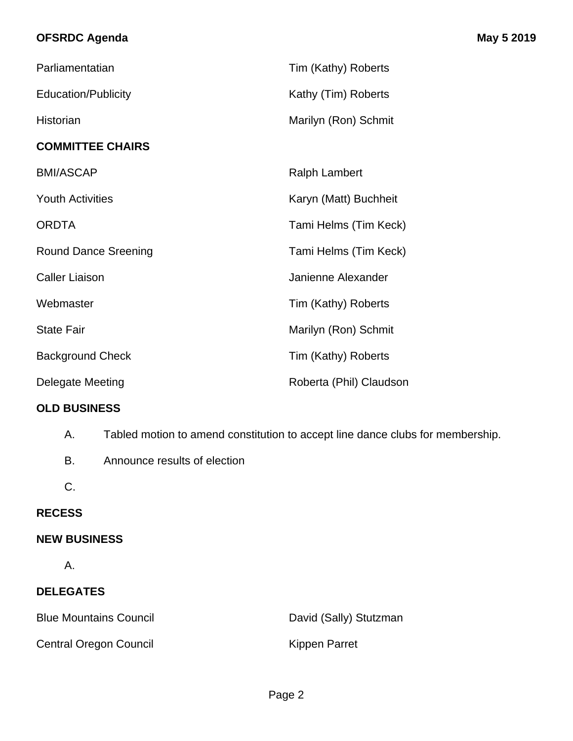| | |
|---|---|
| Parliamentatian | Tim (Kathy) Roberts |
| Education/Publicity | Kathy (Tim) Roberts |
| Historian | Marilyn (Ron) Schmit |

**COMMITTEE CHAIRS**

| | |
|---|---|
| BMI/ASCAP | Ralph Lambert |
| Youth Activities | Karyn (Matt) Buchheit |
| ORDTA | Tami Helms (Tim Keck) |
| Round Dance Sreening | Tami Helms (Tim Keck) |
| Caller Liaison | Janienne Alexander |
| Webmaster | Tim (Kathy) Roberts |
| State Fair | Marilyn (Ron) Schmit |
| Background Check | Tim (Kathy) Roberts |
| Delegate Meeting | Roberta (Phil) Claudson |

**OLD BUSINESS**

A. Tabled motion to amend constitution to accept line dance clubs for membership.

B. Announce results of election

C.

**RECESS**

**NEW BUSINESS**

A.

**DELEGATES**

| | |
|---|---|
| Blue Mountains Council | David (Sally) Stutzman |
| Central Oregon Council | Kippen Parret |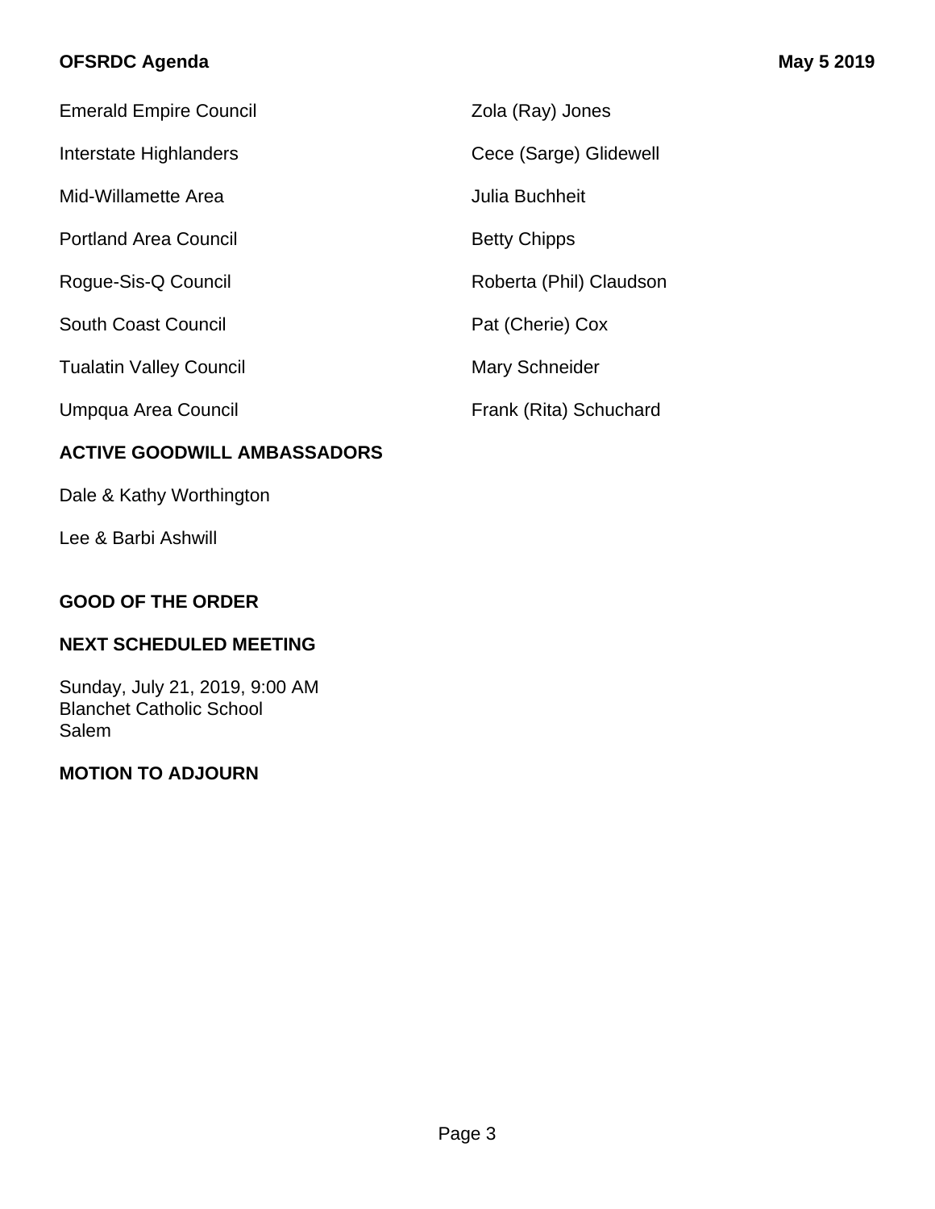| | |
|---|---|
| Emerald Empire Council | Zola (Ray) Jones |
| Interstate Highlanders | Cece (Sarge) Glidewell |
| Mid-Willamette Area | Julia Buchheit |
| Portland Area Council | Betty Chipps |
| Rogue-Sis-Q Council | Roberta (Phil) Claudson |
| South Coast Council | Pat (Cherie) Cox |
| Tualatin Valley Council | Mary Schneider |
| Umpqua Area Council | Frank (Rita) Schuchard |

**ACTIVE GOODWILL AMBASSADORS**

Dale & Kathy Worthington

Lee & Barbi Ashwill

**GOOD OF THE ORDER**

**NEXT SCHEDULED MEETING**

Sunday, July 21, 2019, 9:00 AM
Blanchet Catholic School
Salem

**MOTION TO ADJOURN**